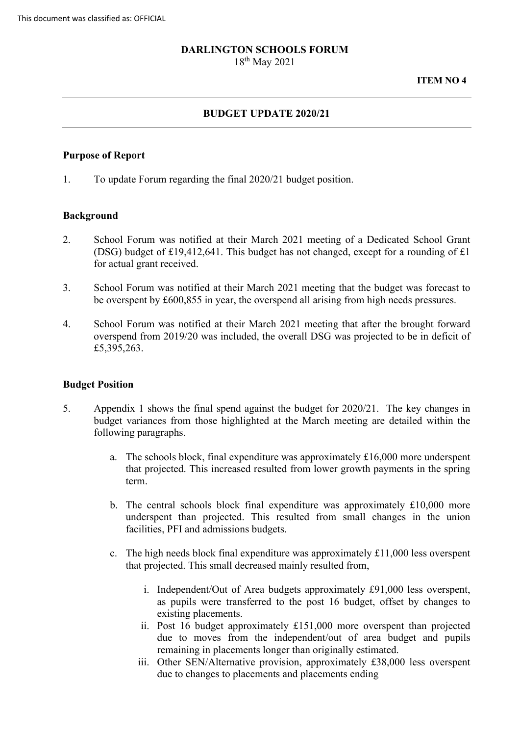This document was classified as: OFFICIAL

**DARLINGTON SCHOOLS FORUM**
18th May 2021

**ITEM NO 4**

---

**BUDGET UPDATE 2020/21**

---

**Purpose of Report**

1. To update Forum regarding the final 2020/21 budget position.

**Background**

2. School Forum was notified at their March 2021 meeting of a Dedicated School Grant (DSG) budget of £19,412,641. This budget has not changed, except for a rounding of £1 for actual grant received.

3. School Forum was notified at their March 2021 meeting that the budget was forecast to be overspent by £600,855 in year, the overspend all arising from high needs pressures.

4. School Forum was notified at their March 2021 meeting that after the brought forward overspend from 2019/20 was included, the overall DSG was projected to be in deficit of £5,395,263.

**Budget Position**

5. Appendix 1 shows the final spend against the budget for 2020/21. The key changes in budget variances from those highlighted at the March meeting are detailed within the following paragraphs.

   a. The schools block, final expenditure was approximately £16,000 more underspent that projected. This increased resulted from lower growth payments in the spring term.

   b. The central schools block final expenditure was approximately £10,000 more underspent than projected. This resulted from small changes in the union facilities, PFI and admissions budgets.

   c. The high needs block final expenditure was approximately £11,000 less overspent that projected. This small decreased mainly resulted from,

      i. Independent/Out of Area budgets approximately £91,000 less overspent, as pupils were transferred to the post 16 budget, offset by changes to existing placements.
      ii. Post 16 budget approximately £151,000 more overspent than projected due to moves from the independent/out of area budget and pupils remaining in placements longer than originally estimated.
      iii. Other SEN/Alternative provision, approximately £38,000 less overspent due to changes to placements and placements ending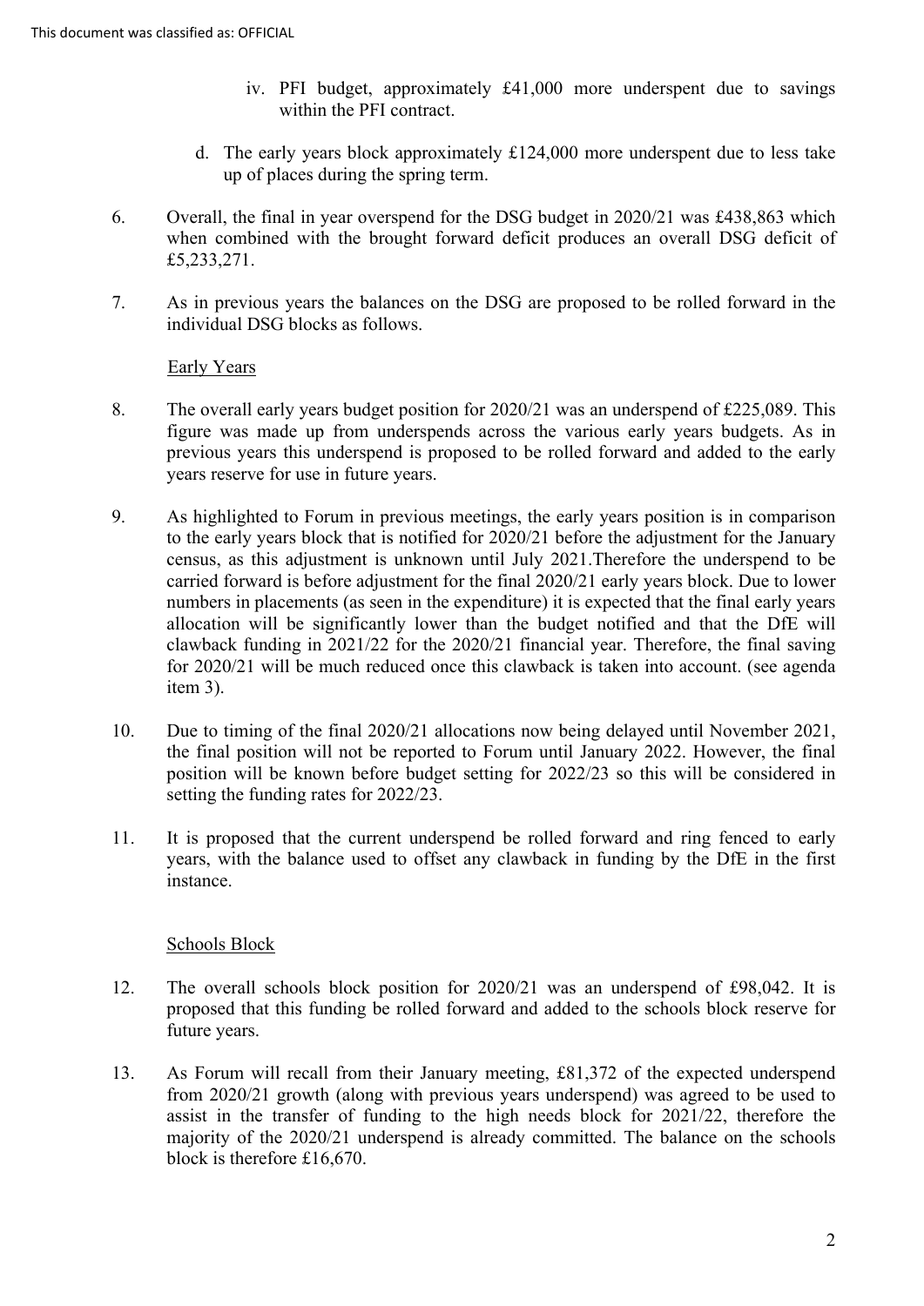iv. PFI budget, approximately £41,000 more underspent due to savings within the PFI contract.

d. The early years block approximately £124,000 more underspent due to less take up of places during the spring term.

6. Overall, the final in year overspend for the DSG budget in 2020/21 was £438,863 which when combined with the brought forward deficit produces an overall DSG deficit of £5,233,271.

7. As in previous years the balances on the DSG are proposed to be rolled forward in the individual DSG blocks as follows.

Early Years

8. The overall early years budget position for 2020/21 was an underspend of £225,089. This figure was made up from underspends across the various early years budgets. As in previous years this underspend is proposed to be rolled forward and added to the early years reserve for use in future years.

9. As highlighted to Forum in previous meetings, the early years position is in comparison to the early years block that is notified for 2020/21 before the adjustment for the January census, as this adjustment is unknown until July 2021.Therefore the underspend to be carried forward is before adjustment for the final 2020/21 early years block. Due to lower numbers in placements (as seen in the expenditure) it is expected that the final early years allocation will be significantly lower than the budget notified and that the DfE will clawback funding in 2021/22 for the 2020/21 financial year. Therefore, the final saving for 2020/21 will be much reduced once this clawback is taken into account. (see agenda item 3).

10. Due to timing of the final 2020/21 allocations now being delayed until November 2021, the final position will not be reported to Forum until January 2022. However, the final position will be known before budget setting for 2022/23 so this will be considered in setting the funding rates for 2022/23.

11. It is proposed that the current underspend be rolled forward and ring fenced to early years, with the balance used to offset any clawback in funding by the DfE in the first instance.

Schools Block

12. The overall schools block position for 2020/21 was an underspend of £98,042. It is proposed that this funding be rolled forward and added to the schools block reserve for future years.

13. As Forum will recall from their January meeting, £81,372 of the expected underspend from 2020/21 growth (along with previous years underspend) was agreed to be used to assist in the transfer of funding to the high needs block for 2021/22, therefore the majority of the 2020/21 underspend is already committed. The balance on the schools block is therefore £16,670.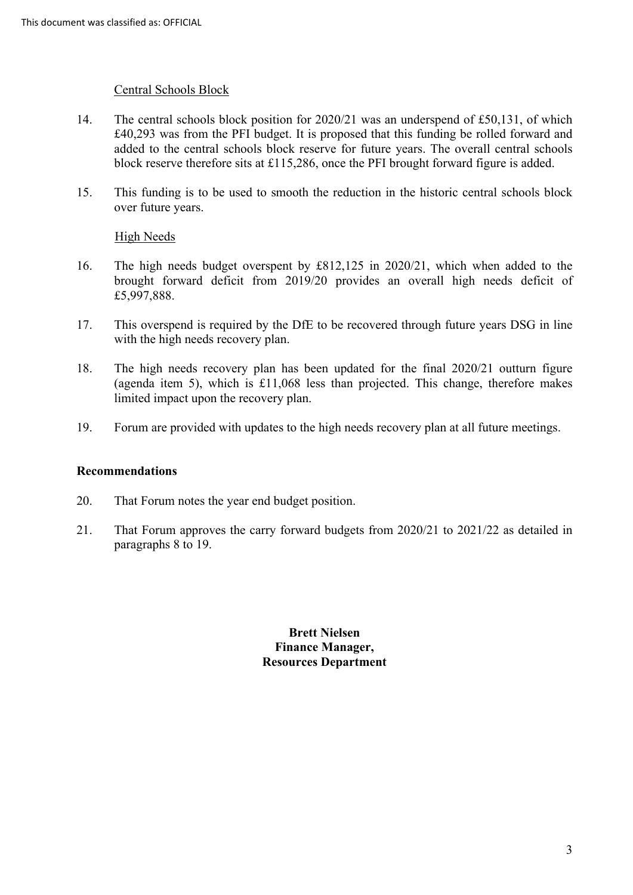Central Schools Block

14. The central schools block position for 2020/21 was an underspend of £50,131, of which £40,293 was from the PFI budget. It is proposed that this funding be rolled forward and added to the central schools block reserve for future years. The overall central schools block reserve therefore sits at £115,286, once the PFI brought forward figure is added.

15. This funding is to be used to smooth the reduction in the historic central schools block over future years.

High Needs

16. The high needs budget overspent by £812,125 in 2020/21, which when added to the brought forward deficit from 2019/20 provides an overall high needs deficit of £5,997,888.

17. This overspend is required by the DfE to be recovered through future years DSG in line with the high needs recovery plan.

18. The high needs recovery plan has been updated for the final 2020/21 outturn figure (agenda item 5), which is £11,068 less than projected. This change, therefore makes limited impact upon the recovery plan.

19. Forum are provided with updates to the high needs recovery plan at all future meetings.

**Recommendations**

20. That Forum notes the year end budget position.

21. That Forum approves the carry forward budgets from 2020/21 to 2021/22 as detailed in paragraphs 8 to 19.

**Brett Nielsen**
**Finance Manager,**
**Resources Department**